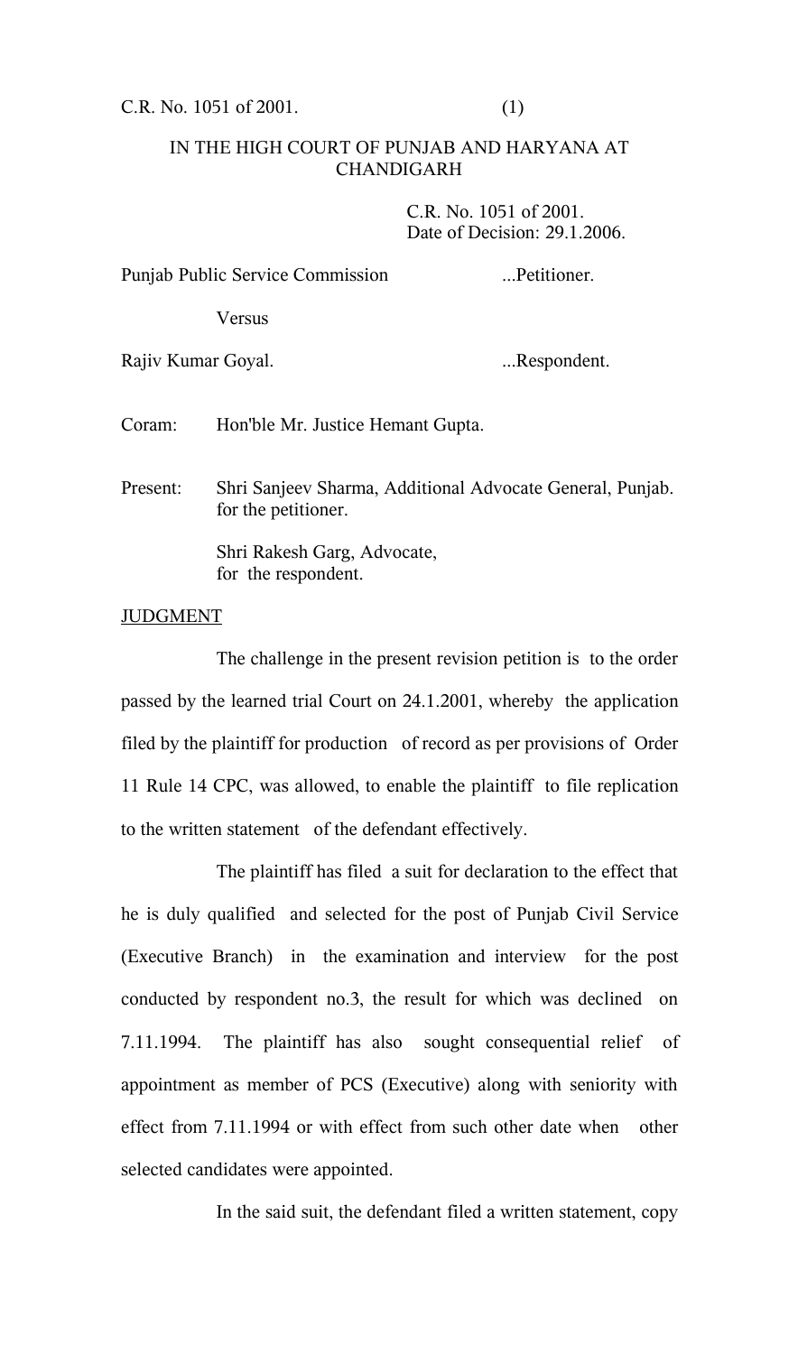IN THE HIGH COURT OF PUNJAB AND HARYANA AT CHANDIGARH

C.R. No. 1051 of 2001.
Date of Decision: 29.1.2006.

Punjab Public Service Commission ...Petitioner.

Versus

Rajiv Kumar Goyal. ...Respondent.

Coram: Hon'ble Mr. Justice Hemant Gupta.

Present: Shri Sanjeev Sharma, Additional Advocate General, Punjab. for the petitioner.

Shri Rakesh Garg, Advocate, for the respondent.

JUDGMENT

The challenge in the present revision petition is to the order passed by the learned trial Court on 24.1.2001, whereby the application filed by the plaintiff for production of record as per provisions of Order 11 Rule 14 CPC, was allowed, to enable the plaintiff to file replication to the written statement of the defendant effectively.

The plaintiff has filed a suit for declaration to the effect that he is duly qualified and selected for the post of Punjab Civil Service (Executive Branch) in the examination and interview for the post conducted by respondent no.3, the result for which was declined on 7.11.1994. The plaintiff has also sought consequential relief of appointment as member of PCS (Executive) along with seniority with effect from 7.11.1994 or with effect from such other date when other selected candidates were appointed.

In the said suit, the defendant filed a written statement, copy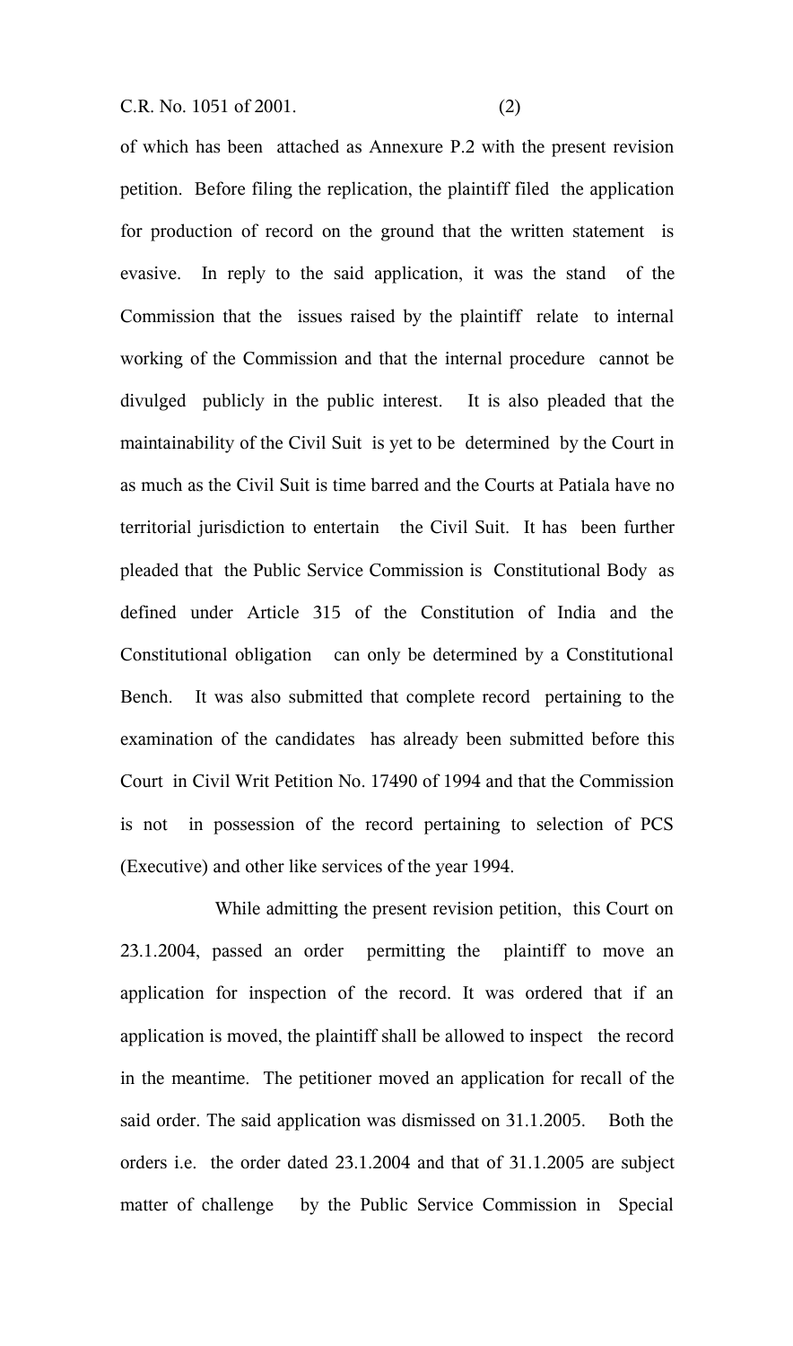of which has been attached as Annexure P.2 with the present revision petition. Before filing the replication, the plaintiff filed the application for production of record on the ground that the written statement is evasive. In reply to the said application, it was the stand of the Commission that the issues raised by the plaintiff relate to internal working of the Commission and that the internal procedure cannot be divulged publicly in the public interest. It is also pleaded that the maintainability of the Civil Suit is yet to be determined by the Court in as much as the Civil Suit is time barred and the Courts at Patiala have no territorial jurisdiction to entertain the Civil Suit. It has been further pleaded that the Public Service Commission is Constitutional Body as defined under Article 315 of the Constitution of India and the Constitutional obligation can only be determined by a Constitutional Bench. It was also submitted that complete record pertaining to the examination of the candidates has already been submitted before this Court in Civil Writ Petition No. 17490 of 1994 and that the Commission is not in possession of the record pertaining to selection of PCS (Executive) and other like services of the year 1994.

While admitting the present revision petition, this Court on 23.1.2004, passed an order permitting the plaintiff to move an application for inspection of the record. It was ordered that if an application is moved, the plaintiff shall be allowed to inspect the record in the meantime. The petitioner moved an application for recall of the said order. The said application was dismissed on 31.1.2005. Both the orders i.e. the order dated 23.1.2004 and that of 31.1.2005 are subject matter of challenge by the Public Service Commission in Special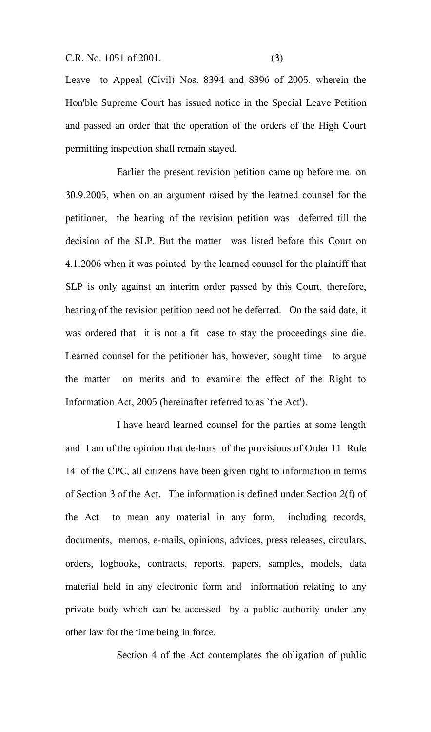Leave to Appeal (Civil) Nos. 8394 and 8396 of 2005, wherein the Hon'ble Supreme Court has issued notice in the Special Leave Petition and passed an order that the operation of the orders of the High Court permitting inspection shall remain stayed.

Earlier the present revision petition came up before me on 30.9.2005, when on an argument raised by the learned counsel for the petitioner, the hearing of the revision petition was deferred till the decision of the SLP. But the matter was listed before this Court on 4.1.2006 when it was pointed by the learned counsel for the plaintiff that SLP is only against an interim order passed by this Court, therefore, hearing of the revision petition need not be deferred. On the said date, it was ordered that it is not a fit case to stay the proceedings sine die. Learned counsel for the petitioner has, however, sought time to argue the matter on merits and to examine the effect of the Right to Information Act, 2005 (hereinafter referred to as `the Act').

I have heard learned counsel for the parties at some length and I am of the opinion that de-hors of the provisions of Order 11 Rule 14 of the CPC, all citizens have been given right to information in terms of Section 3 of the Act. The information is defined under Section 2(f) of the Act to mean any material in any form, including records, documents, memos, e-mails, opinions, advices, press releases, circulars, orders, logbooks, contracts, reports, papers, samples, models, data material held in any electronic form and information relating to any private body which can be accessed by a public authority under any other law for the time being in force.

Section 4 of the Act contemplates the obligation of public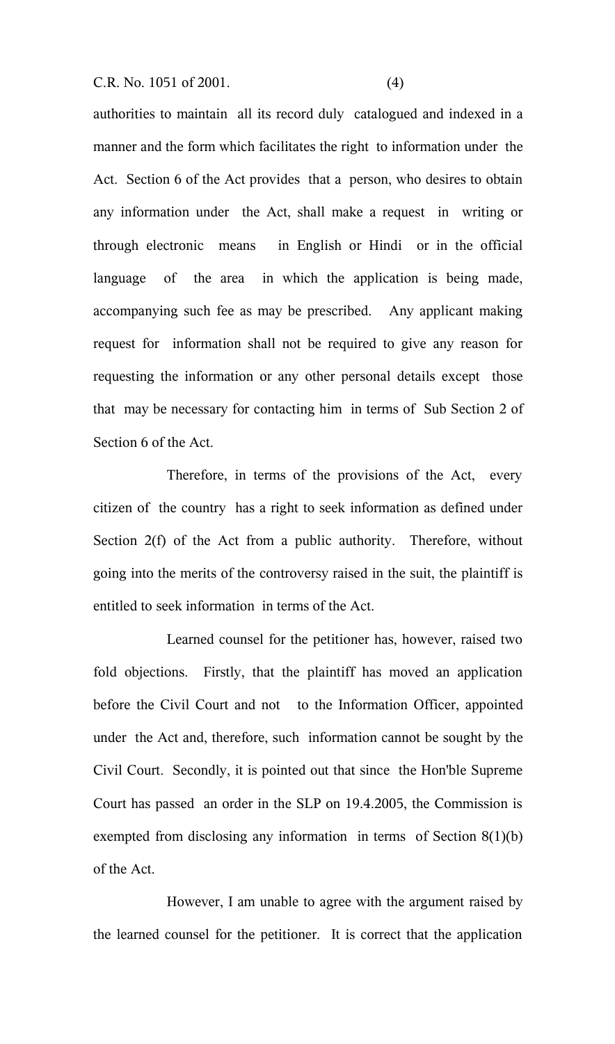authorities to maintain all its record duly catalogued and indexed in a manner and the form which facilitates the right to information under the Act. Section 6 of the Act provides that a person, who desires to obtain any information under the Act, shall make a request in writing or through electronic means in English or Hindi or in the official language of the area in which the application is being made, accompanying such fee as may be prescribed. Any applicant making request for information shall not be required to give any reason for requesting the information or any other personal details except those that may be necessary for contacting him in terms of Sub Section 2 of Section 6 of the Act.

Therefore, in terms of the provisions of the Act, every citizen of the country has a right to seek information as defined under Section 2(f) of the Act from a public authority. Therefore, without going into the merits of the controversy raised in the suit, the plaintiff is entitled to seek information in terms of the Act.

Learned counsel for the petitioner has, however, raised two fold objections. Firstly, that the plaintiff has moved an application before the Civil Court and not to the Information Officer, appointed under the Act and, therefore, such information cannot be sought by the Civil Court. Secondly, it is pointed out that since the Hon'ble Supreme Court has passed an order in the SLP on 19.4.2005, the Commission is exempted from disclosing any information in terms of Section 8(1)(b) of the Act.

However, I am unable to agree with the argument raised by the learned counsel for the petitioner. It is correct that the application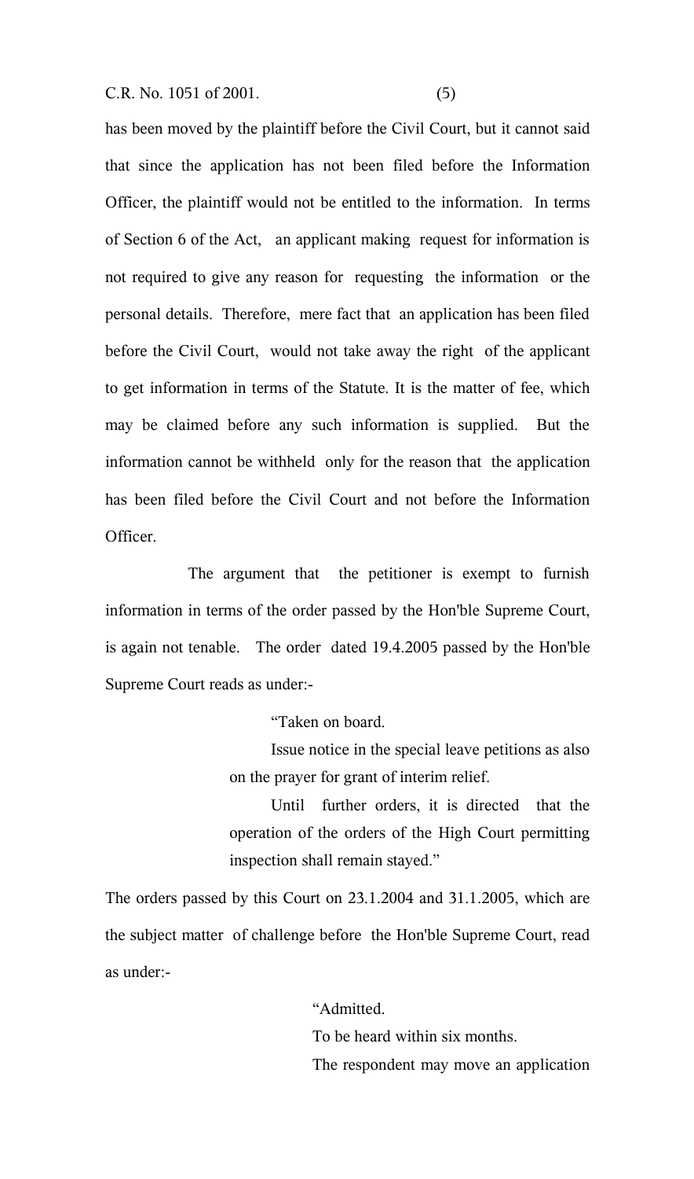has been moved by the plaintiff before the Civil Court, but it cannot said that since the application has not been filed before the Information Officer, the plaintiff would not be entitled to the information. In terms of Section 6 of the Act, an applicant making request for information is not required to give any reason for requesting the information or the personal details. Therefore, mere fact that an application has been filed before the Civil Court, would not take away the right of the applicant to get information in terms of the Statute. It is the matter of fee, which may be claimed before any such information is supplied. But the information cannot be withheld only for the reason that the application has been filed before the Civil Court and not before the Information Officer.

The argument that the petitioner is exempt to furnish information in terms of the order passed by the Hon'ble Supreme Court, is again not tenable. The order dated 19.4.2005 passed by the Hon'ble Supreme Court reads as under:-

> "Taken on board.
>
> Issue notice in the special leave petitions as also on the prayer for grant of interim relief.
>
> Until further orders, it is directed that the operation of the orders of the High Court permitting inspection shall remain stayed."

The orders passed by this Court on 23.1.2004 and 31.1.2005, which are the subject matter of challenge before the Hon'ble Supreme Court, read as under:-

> "Admitted.
>
> To be heard within six months.
>
> The respondent may move an application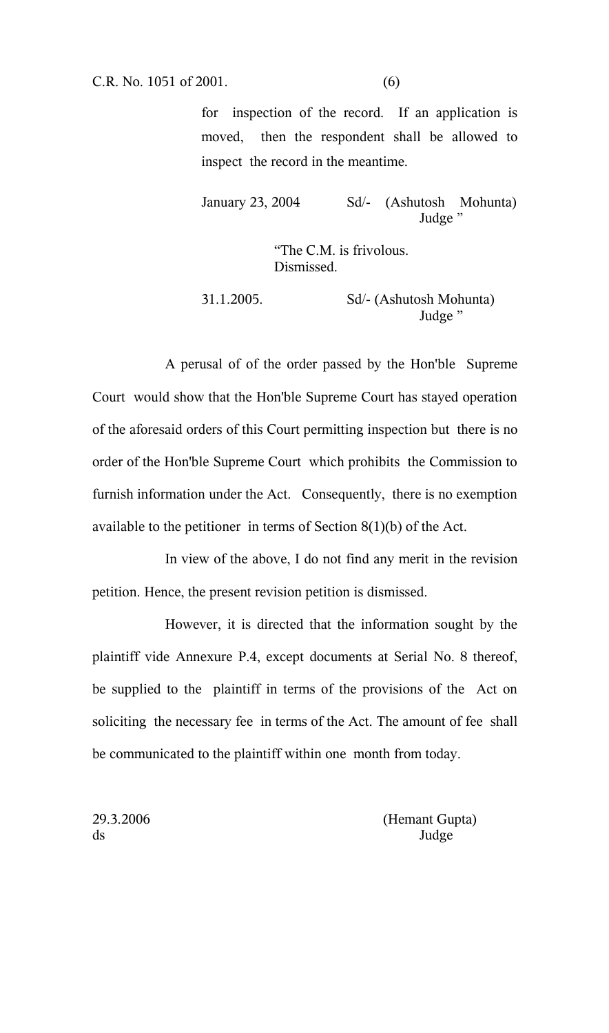for inspection of the record. If an application is moved, then the respondent shall be allowed to inspect the record in the meantime.

January 23, 2004 Sd/- (Ashutosh Mohunta) Judge "

"The C.M. is frivolous. Dismissed.

31.1.2005. Sd/- (Ashutosh Mohunta) Judge "

A perusal of of the order passed by the Hon'ble Supreme Court would show that the Hon'ble Supreme Court has stayed operation of the aforesaid orders of this Court permitting inspection but there is no order of the Hon'ble Supreme Court which prohibits the Commission to furnish information under the Act. Consequently, there is no exemption available to the petitioner in terms of Section 8(1)(b) of the Act.

In view of the above, I do not find any merit in the revision petition. Hence, the present revision petition is dismissed.

However, it is directed that the information sought by the plaintiff vide Annexure P.4, except documents at Serial No. 8 thereof, be supplied to the plaintiff in terms of the provisions of the Act on soliciting the necessary fee in terms of the Act. The amount of fee shall be communicated to the plaintiff within one month from today.

29.3.2006 (Hemant Gupta)
ds Judge